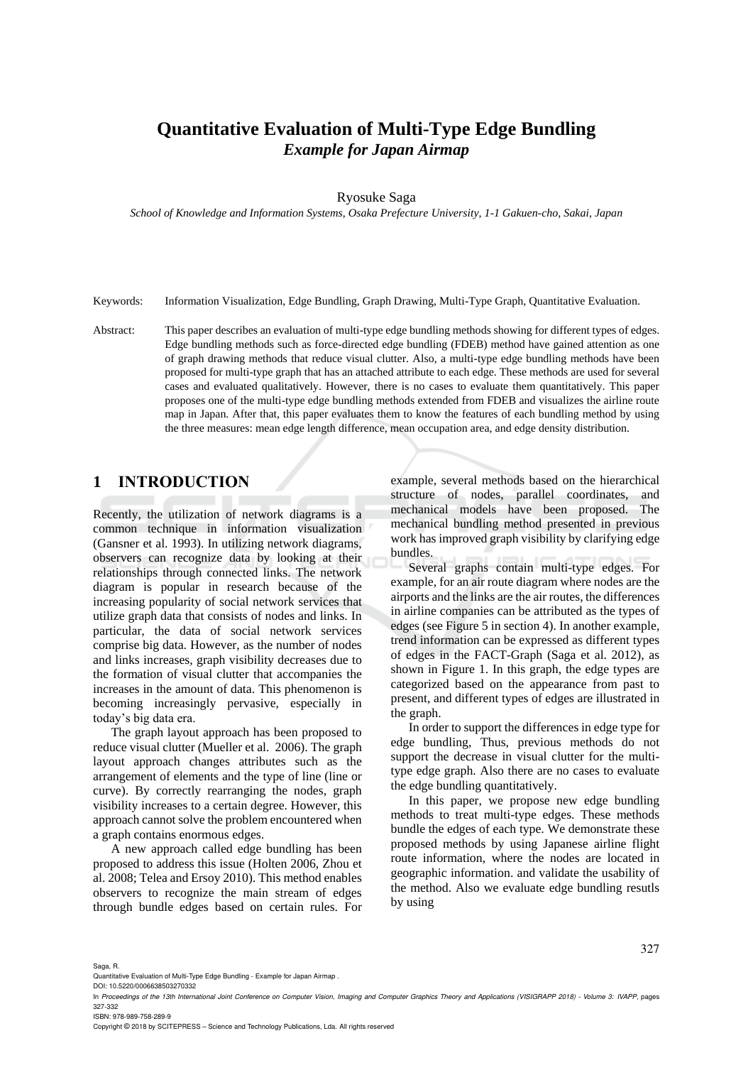# Quantitative Evaluation of Multi-Type Edge Bundling

## *Example for Japan Airmap*

Ryosuke Saga

*School of Knowledge and Information Systems, Osaka Prefecture University, 1-1 Gakuen-cho, Sakai, Japan*

Keywords: Information Visualization, Edge Bundling, Graph Drawing, Multi-Type Graph, Quantitative Evaluation.

Abstract: This paper describes an evaluation of multi-type edge bundling methods showing for different types of edges. Edge bundling methods such as force-directed edge bundling (FDEB) method have gained attention as one of graph drawing methods that reduce visual clutter. Also, a multi-type edge bundling methods have been proposed for multi-type graph that has an attached attribute to each edge. These methods are used for several cases and evaluated qualitatively. However, there is no cases to evaluate them quantitatively. This paper proposes one of the multi-type edge bundling methods extended from FDEB and visualizes the airline route map in Japan. After that, this paper evaluates them to know the features of each bundling method by using the three measures: mean edge length difference, mean occupation area, and edge density distribution.

## 1 INTRODUCTION

Recently, the utilization of network diagrams is a common technique in information visualization (Gansner et al. 1993). In utilizing network diagrams, observers can recognize data by looking at their relationships through connected links. The network diagram is popular in research because of the increasing popularity of social network services that utilize graph data that consists of nodes and links. In particular, the data of social network services comprise big data. However, as the number of nodes and links increases, graph visibility decreases due to the formation of visual clutter that accompanies the increases in the amount of data. This phenomenon is becoming increasingly pervasive, especially in today's big data era.

The graph layout approach has been proposed to reduce visual clutter (Mueller et al. 2006). The graph layout approach changes attributes such as the arrangement of elements and the type of line (line or curve). By correctly rearranging the nodes, graph visibility increases to a certain degree. However, this approach cannot solve the problem encountered when a graph contains enormous edges.

A new approach called edge bundling has been proposed to address this issue (Holten 2006, Zhou et al. 2008; Telea and Ersoy 2010). This method enables observers to recognize the main stream of edges through bundle edges based on certain rules. For example, several methods based on the hierarchical structure of nodes, parallel coordinates, and mechanical models have been proposed. The mechanical bundling method presented in previous work has improved graph visibility by clarifying edge bundles.

Several graphs contain multi-type edges. For example, for an air route diagram where nodes are the airports and the links are the air routes, the differences in airline companies can be attributed as the types of edges (see Figure 5 in section 4). In another example, trend information can be expressed as different types of edges in the FACT-Graph (Saga et al. 2012), as shown in Figure 1. In this graph, the edge types are categorized based on the appearance from past to present, and different types of edges are illustrated in the graph.

In order to support the differences in edge type for edge bundling, Thus, previous methods do not support the decrease in visual clutter for the multi-type edge graph. Also there are no cases to evaluate the edge bundling quantitatively.

In this paper, we propose new edge bundling methods to treat multi-type edges. These methods bundle the edges of each type. We demonstrate these proposed methods by using Japanese airline flight route information, where the nodes are located in geographic information. and validate the usability of the method. Also we evaluate edge bundling resutls by using

Saga, R.
Quantitative Evaluation of Multi-Type Edge Bundling - Example for Japan Airmap .
DOI: 10.5220/0006638503270332
In *Proceedings of the 13th International Joint Conference on Computer Vision, Imaging and Computer Graphics Theory and Applications (VISIGRAPP 2018) - Volume 3: IVAPP*, pages 327-332
ISBN: 978-989-758-289-9
Copyright © 2018 by SCITEPRESS – Science and Technology Publications, Lda. All rights reserved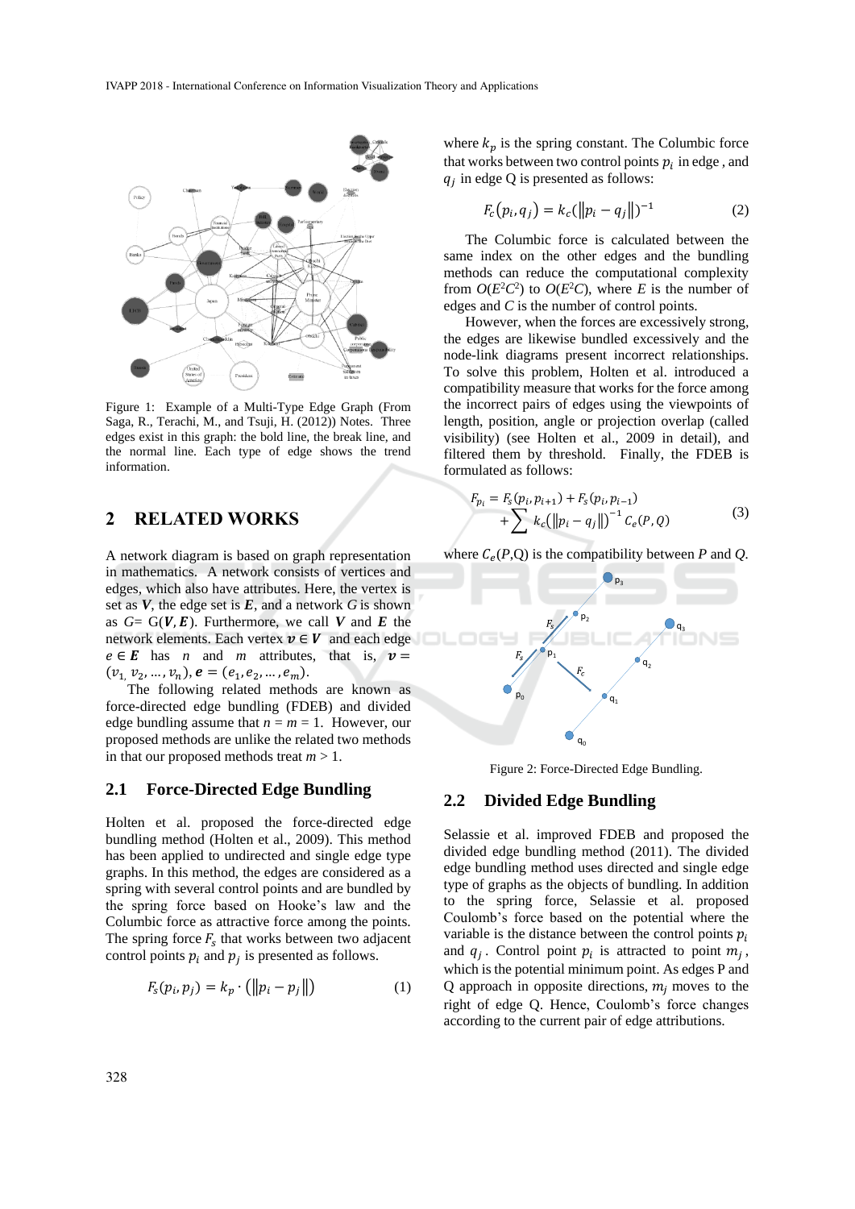Figure 1: Example of a Multi-Type Edge Graph (From Saga, R., Terachi, M., and Tsuji, H. (2012)) Notes. Three edges exist in this graph: the bold line, the break line, and the normal line. Each type of edge shows the trend information.

## 2 RELATED WORKS

A network diagram is based on graph representation in mathematics. A network consists of vertices and edges, which also have attributes. Here, the vertex is set as $\boldsymbol{V}$, the edge set is $\boldsymbol{E}$, and a network $G$ is shown as $G=\mathrm{G}(\boldsymbol{V},\boldsymbol{E})$. Furthermore, we call $\boldsymbol{V}$ and $\boldsymbol{E}$ the network elements. Each vertex $\boldsymbol{v}\in\boldsymbol{V}$ and each edge $e\in\boldsymbol{E}$ has $n$ and $m$ attributes, that is, $\boldsymbol{v}=(v_1, v_2, \dots, v_n), \boldsymbol{e}=(e_1, e_2, \dots, e_m)$.

The following related methods are known as force-directed edge bundling (FDEB) and divided edge bundling assume that $n = m = 1$. However, our proposed methods are unlike the related two methods in that our proposed methods treat $m > 1$.

### 2.1 Force-Directed Edge Bundling

Holten et al. proposed the force-directed edge bundling method (Holten et al., 2009). This method has been applied to undirected and single edge type graphs. In this method, the edges are considered as a spring with several control points and are bundled by the spring force based on Hooke's law and the Columbic force as attractive force among the points. The spring force $F_s$ that works between two adjacent control points $p_i$ and $p_j$ is presented as follows.

$$F_s(p_i, p_j) = k_p \cdot (\|p_i - p_j\|) \tag{1}$$

where $k_p$ is the spring constant. The Columbic force that works between two control points $p_i$ in edge , and $q_j$ in edge Q is presented as follows:

$$F_c(p_i, q_j) = k_c(\|p_i - q_j\|)^{-1} \tag{2}$$

The Columbic force is calculated between the same index on the other edges and the bundling methods can reduce the computational complexity from $O(E^2C^2)$ to $O(E^2C)$, where $E$ is the number of edges and $C$ is the number of control points.

However, when the forces are excessively strong, the edges are likewise bundled excessively and the node-link diagrams present incorrect relationships. To solve this problem, Holten et al. introduced a compatibility measure that works for the force among the incorrect pairs of edges using the viewpoints of length, position, angle or projection overlap (called visibility) (see Holten et al., 2009 in detail), and filtered them by threshold. Finally, the FDEB is formulated as follows:

$$\begin{aligned} F_{p_i} = {} & F_s(p_i, p_{i+1}) + F_s(p_i, p_{i-1}) \\ & + \sum k_c(\|p_i - q_j\|)^{-1} C_e(P, Q) \end{aligned} \tag{3}$$

where $C_e(P,Q)$ is the compatibility between $P$ and $Q$.

Figure 2: Force-Directed Edge Bundling.

### 2.2 Divided Edge Bundling

Selassie et al. improved FDEB and proposed the divided edge bundling method (2011). The divided edge bundling method uses directed and single edge type of graphs as the objects of bundling. In addition to the spring force, Selassie et al. proposed Coulomb's force based on the potential where the variable is the distance between the control points $p_i$ and $q_j$. Control point $p_i$ is attracted to point $m_j$, which is the potential minimum point. As edges P and Q approach in opposite directions, $m_j$ moves to the right of edge Q. Hence, Coulomb's force changes according to the current pair of edge attributions.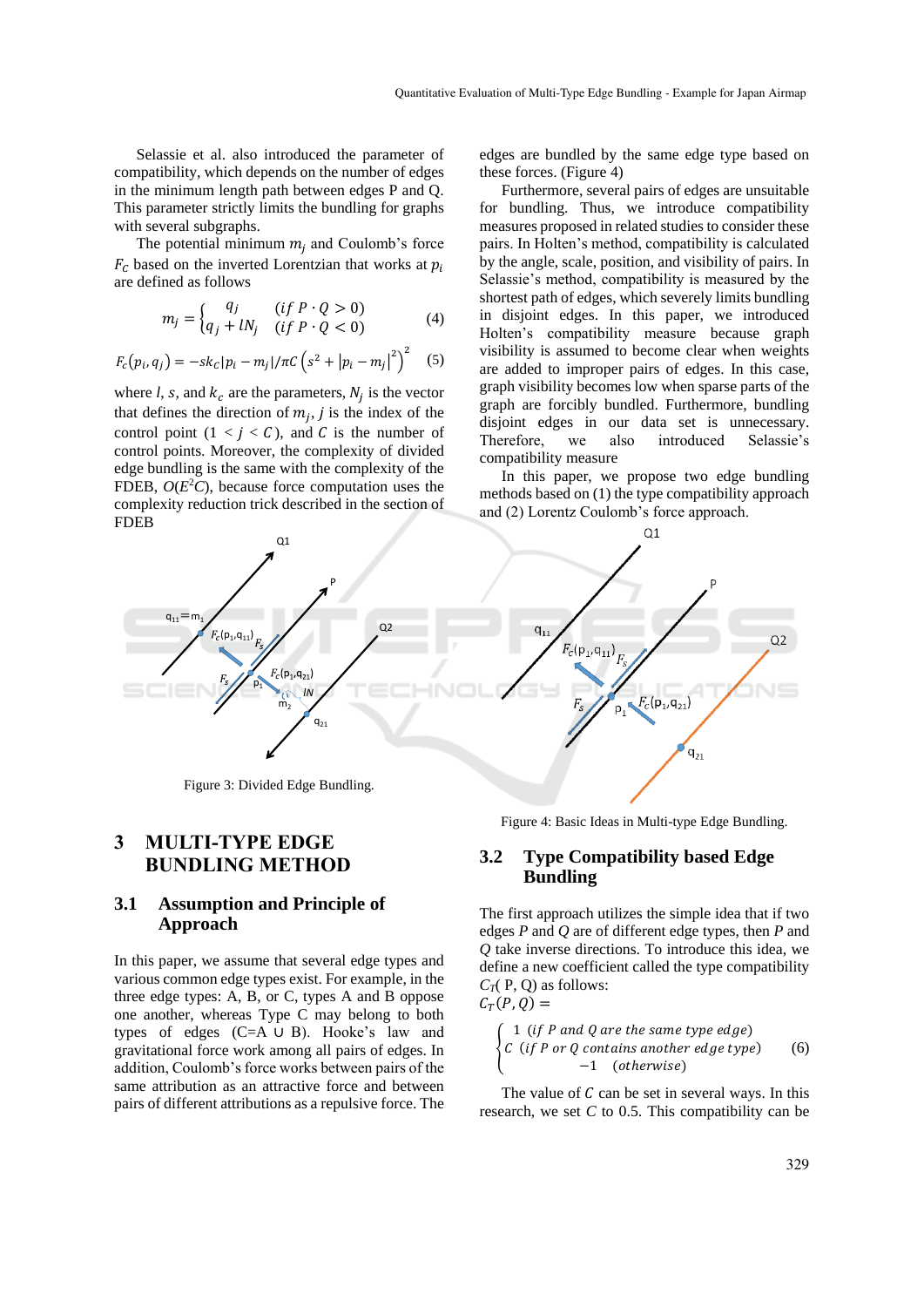Selassie et al. also introduced the parameter of compatibility, which depends on the number of edges in the minimum length path between edges P and Q. This parameter strictly limits the bundling for graphs with several subgraphs.

The potential minimum $m_j$ and Coulomb's force $F_C$ based on the inverted Lorentzian that works at $p_i$ are defined as follows

$$m_j = \begin{cases} q_j & (if\ P \cdot Q > 0) \\ q_j + lN_j & (if\ P \cdot Q < 0) \end{cases} \quad (4)$$

$$F_c(p_i, q_j) = -sk_C|p_i - m_j|/\pi C\left(s^2 + |p_i - m_j|^2\right)^2 \quad (5)$$

where $l$, $s$, and $k_c$ are the parameters, $N_j$ is the vector that defines the direction of $m_j$, $j$ is the index of the control point ($1 < j < C$), and $C$ is the number of control points. Moreover, the complexity of divided edge bundling is the same with the complexity of the FDEB, $O(E^2C)$, because force computation uses the complexity reduction trick described in the section of FDEB

Figure 3: Divided Edge Bundling.

# 3 MULTI-TYPE EDGE BUNDLING METHOD

## 3.1 Assumption and Principle of Approach

In this paper, we assume that several edge types and various common edge types exist. For example, in the three edge types: A, B, or C, types A and B oppose one another, whereas Type C may belong to both types of edges (C=A ∪ B). Hooke's law and gravitational force work among all pairs of edges. In addition, Coulomb's force works between pairs of the same attribution as an attractive force and between pairs of different attributions as a repulsive force. The edges are bundled by the same edge type based on these forces. (Figure 4)

Furthermore, several pairs of edges are unsuitable for bundling. Thus, we introduce compatibility measures proposed in related studies to consider these pairs. In Holten's method, compatibility is calculated by the angle, scale, position, and visibility of pairs. In Selassie's method, compatibility is measured by the shortest path of edges, which severely limits bundling in disjoint edges. In this paper, we introduced Holten's compatibility measure because graph visibility is assumed to become clear when weights are added to improper pairs of edges. In this case, graph visibility becomes low when sparse parts of the graph are forcibly bundled. Furthermore, bundling disjoint edges in our data set is unnecessary. Therefore, we also introduced Selassie's compatibility measure

In this paper, we propose two edge bundling methods based on (1) the type compatibility approach and (2) Lorentz Coulomb's force approach.

Figure 4: Basic Ideas in Multi-type Edge Bundling.

## 3.2 Type Compatibility based Edge Bundling

The first approach utilizes the simple idea that if two edges $P$ and $Q$ are of different edge types, then $P$ and $Q$ take inverse directions. To introduce this idea, we define a new coefficient called the type compatibility $C_T$( P, Q) as follows:

$$C_T(P, Q) = \begin{cases} 1 & (if\ P\ and\ Q\ are\ the\ same\ type\ edge) \\ C & (if\ P\ or\ Q\ contains\ another\ edge\ type) \\ -1 & (otherwise) \end{cases} \quad (6)$$

The value of $C$ can be set in several ways. In this research, we set $C$ to 0.5. This compatibility can be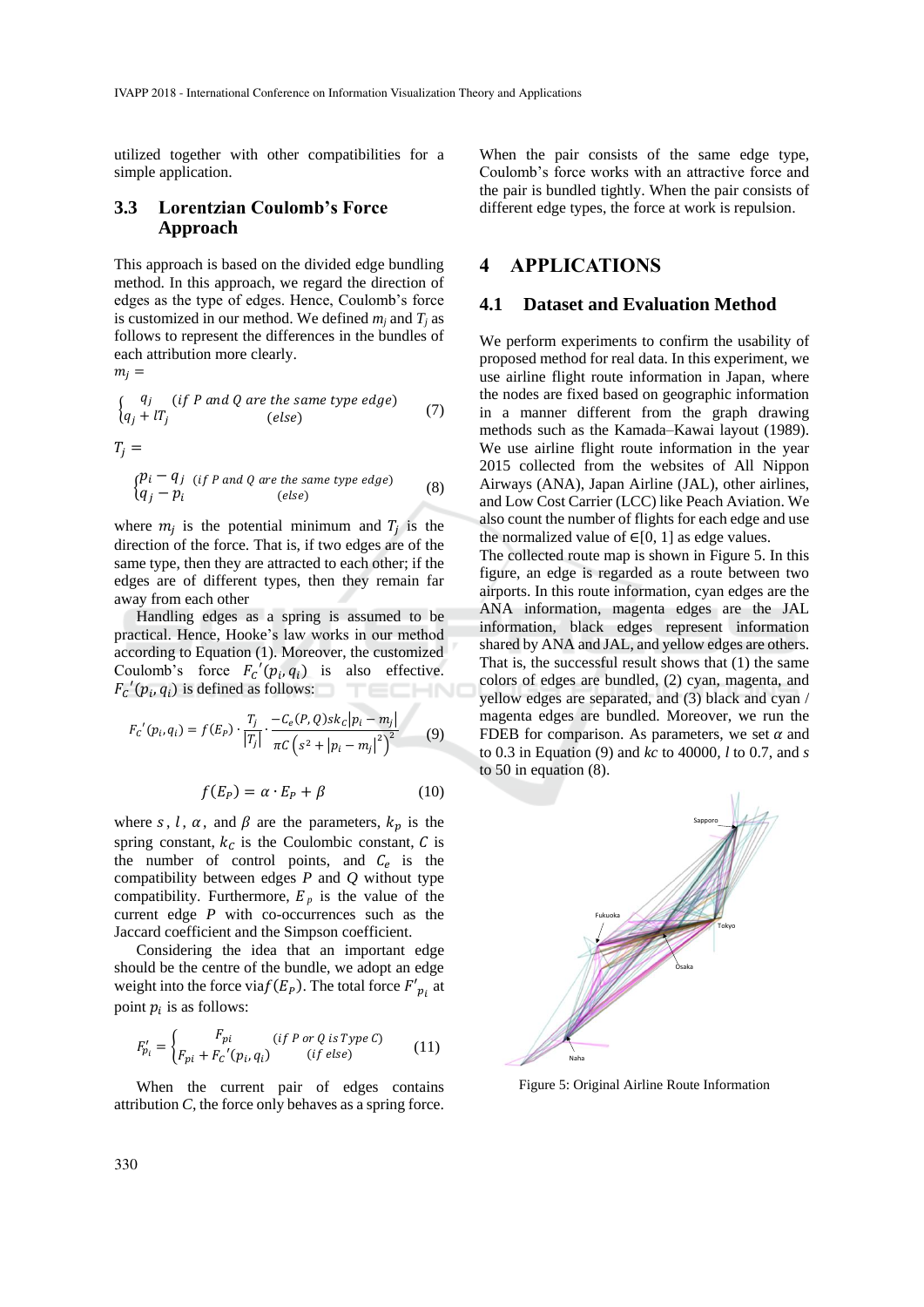utilized together with other compatibilities for a simple application.

### 3.3 Lorentzian Coulomb's Force Approach

This approach is based on the divided edge bundling method. In this approach, we regard the direction of edges as the type of edges. Hence, Coulomb's force is customized in our method. We defined $m_j$ and $T_j$ as follows to represent the differences in the bundles of each attribution more clearly.

$$m_j = \begin{cases} q_j & (if\ P\ and\ Q\ are\ the\ same\ type\ edge) \\ q_j + lT_j & (else) \end{cases} \tag{7}$$

$$T_j = \begin{cases} p_i - q_j & (if\ P\ and\ Q\ are\ the\ same\ type\ edge) \\ q_j - p_i & (else) \end{cases} \tag{8}$$

where $m_j$ is the potential minimum and $T_j$ is the direction of the force. That is, if two edges are of the same type, then they are attracted to each other; if the edges are of different types, then they remain far away from each other

Handling edges as a spring is assumed to be practical. Hence, Hooke's law works in our method according to Equation (1). Moreover, the customized Coulomb's force $F_C{}'(p_i, q_i)$ is also effective. $F_C{}'(p_i, q_i)$ is defined as follows:

$$F_C{}'(p_i, q_i) = f(E_P) \cdot \frac{T_j}{|T_j|} \cdot \frac{-C_e(P,Q)sk_C|p_i - m_j|}{\pi C\left(s^2 + |p_i - m_j|^2\right)^2} \tag{9}$$

$$f(E_P) = \alpha \cdot E_P + \beta \tag{10}$$

where $s$, $l$, $\alpha$, and $\beta$ are the parameters, $k_p$ is the spring constant, $k_C$ is the Coulombic constant, $C$ is the number of control points, and $C_e$ is the compatibility between edges $P$ and $Q$ without type compatibility. Furthermore, $E_p$ is the value of the current edge $P$ with co-occurrences such as the Jaccard coefficient and the Simpson coefficient.

Considering the idea that an important edge should be the centre of the bundle, we adopt an edge weight into the force via $f(E_P)$. The total force $F'_{p_i}$ at point $p_i$ is as follows:

$$F'_{p_i} = \begin{cases} F_{pi} & (if\ P\ or\ Q\ is\ Type\ C) \\ F_{pi} + F_C{}'(p_i, q_i) & (if\ else) \end{cases} \tag{11}$$

When the current pair of edges contains attribution *C*, the force only behaves as a spring force. When the pair consists of the same edge type, Coulomb's force works with an attractive force and the pair is bundled tightly. When the pair consists of different edge types, the force at work is repulsion.

## 4 APPLICATIONS

### 4.1 Dataset and Evaluation Method

We perform experiments to confirm the usability of proposed method for real data. In this experiment, we use airline flight route information in Japan, where the nodes are fixed based on geographic information in a manner different from the graph drawing methods such as the Kamada–Kawai layout (1989). We use airline flight route information in the year 2015 collected from the websites of All Nippon Airways (ANA), Japan Airline (JAL), other airlines, and Low Cost Carrier (LCC) like Peach Aviation. We also count the number of flights for each edge and use the normalized value of ∈[0, 1] as edge values.

The collected route map is shown in Figure 5. In this figure, an edge is regarded as a route between two airports. In this route information, cyan edges are the ANA information, magenta edges are the JAL information, black edges represent information shared by ANA and JAL, and yellow edges are others. That is, the successful result shows that (1) the same colors of edges are bundled, (2) cyan, magenta, and yellow edges are separated, and (3) black and cyan / magenta edges are bundled. Moreover, we run the FDEB for comparison. As parameters, we set $\alpha$ and to 0.3 in Equation (9) and *kc* to 40000, *l* to 0.7, and *s* to 50 in equation (8).

Figure 5: Original Airline Route Information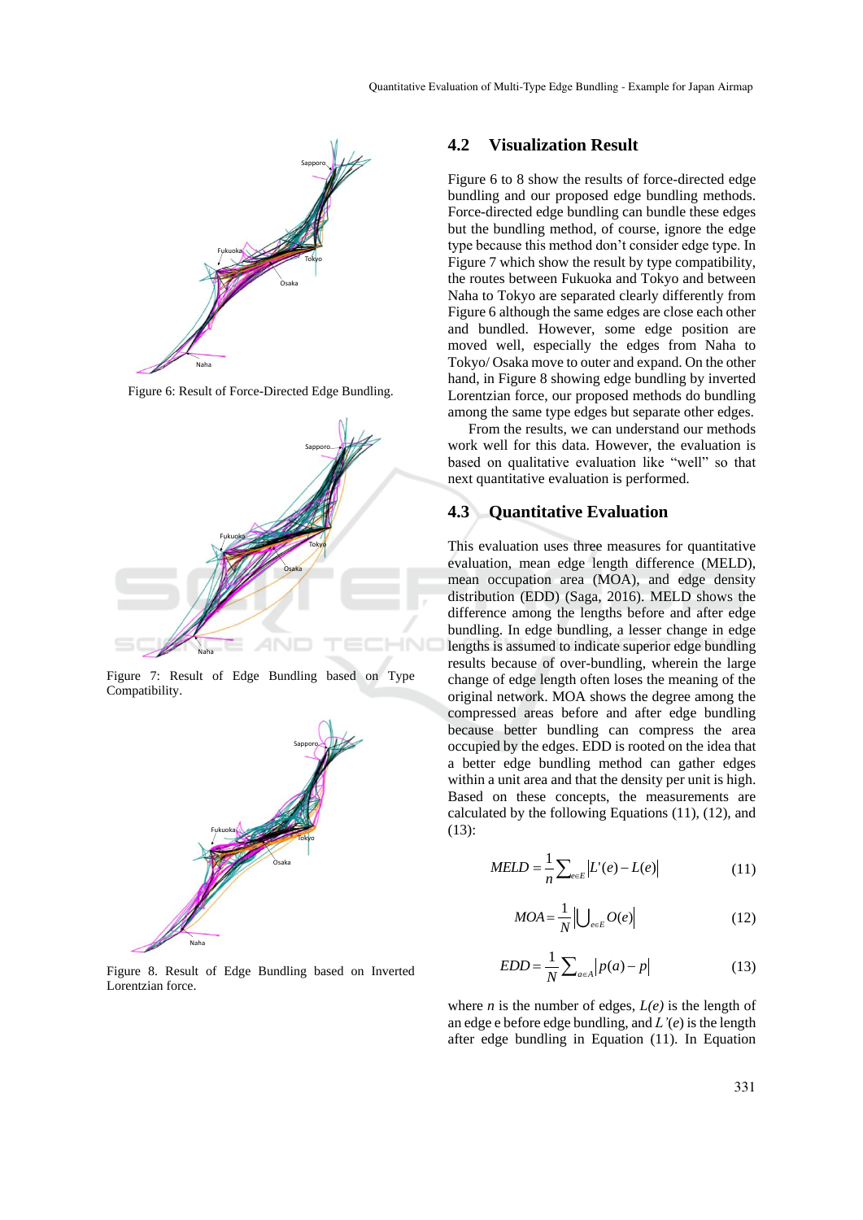Figure 6: Result of Force-Directed Edge Bundling.

Figure 7: Result of Edge Bundling based on Type Compatibility.

Figure 8. Result of Edge Bundling based on Inverted Lorentzian force.

### 4.2 Visualization Result

Figure 6 to 8 show the results of force-directed edge bundling and our proposed edge bundling methods. Force-directed edge bundling can bundle these edges but the bundling method, of course, ignore the edge type because this method don't consider edge type. In Figure 7 which show the result by type compatibility, the routes between Fukuoka and Tokyo and between Naha to Tokyo are separated clearly differently from Figure 6 although the same edges are close each other and bundled. However, some edge position are moved well, especially the edges from Naha to Tokyo/ Osaka move to outer and expand. On the other hand, in Figure 8 showing edge bundling by inverted Lorentzian force, our proposed methods do bundling among the same type edges but separate other edges.

From the results, we can understand our methods work well for this data. However, the evaluation is based on qualitative evaluation like "well" so that next quantitative evaluation is performed.

### 4.3 Quantitative Evaluation

This evaluation uses three measures for quantitative evaluation, mean edge length difference (MELD), mean occupation area (MOA), and edge density distribution (EDD) (Saga, 2016). MELD shows the difference among the lengths before and after edge bundling. In edge bundling, a lesser change in edge lengths is assumed to indicate superior edge bundling results because of over-bundling, wherein the large change of edge length often loses the meaning of the original network. MOA shows the degree among the compressed areas before and after edge bundling because better bundling can compress the area occupied by the edges. EDD is rooted on the idea that a better edge bundling method can gather edges within a unit area and that the density per unit is high. Based on these concepts, the measurements are calculated by the following Equations (11), (12), and (13):

$$MELD = \frac{1}{n}\sum_{e\in E}\left|L'(e) - L(e)\right| \tag{11}$$

$$MOA = \frac{1}{N}\left|\bigcup_{e\in E} O(e)\right| \tag{12}$$

$$EDD = \frac{1}{N}\sum_{a\in A}\left|p(a) - p\right| \tag{13}$$

where $n$ is the number of edges, $L(e)$ is the length of an edge e before edge bundling, and $L'(e)$ is the length after edge bundling in Equation (11). In Equation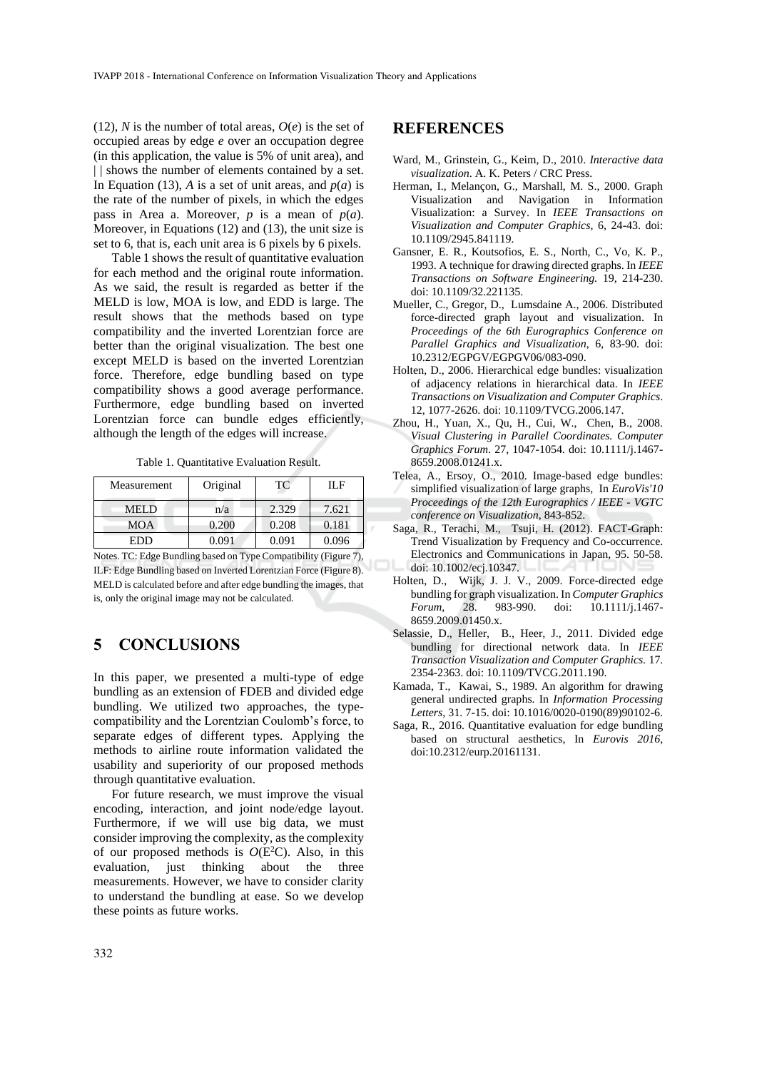(12), $N$ is the number of total areas, $O(e)$ is the set of occupied areas by edge $e$ over an occupation degree (in this application, the value is 5% of unit area), and | | shows the number of elements contained by a set. In Equation (13), $A$ is a set of unit areas, and $p(a)$ is the rate of the number of pixels, in which the edges pass in Area a. Moreover, $p$ is a mean of $p(a)$. Moreover, in Equations (12) and (13), the unit size is set to 6, that is, each unit area is 6 pixels by 6 pixels.

Table 1 shows the result of quantitative evaluation for each method and the original route information. As we said, the result is regarded as better if the MELD is low, MOA is low, and EDD is large. The result shows that the methods based on type compatibility and the inverted Lorentzian force are better than the original visualization. The best one except MELD is based on the inverted Lorentzian force. Therefore, edge bundling based on type compatibility shows a good average performance. Furthermore, edge bundling based on inverted Lorentzian force can bundle edges efficiently, although the length of the edges will increase.

Table 1. Quantitative Evaluation Result.

| Measurement | Original | TC | ILF |
|---|---|---|---|
| MELD | n/a | 2.329 | 7.621 |
| MOA | 0.200 | 0.208 | 0.181 |
| EDD | 0.091 | 0.091 | 0.096 |

Notes. TC: Edge Bundling based on Type Compatibility (Figure 7), ILF: Edge Bundling based on Inverted Lorentzian Force (Figure 8). MELD is calculated before and after edge bundling the images, that is, only the original image may not be calculated.

## 5 CONCLUSIONS

In this paper, we presented a multi-type of edge bundling as an extension of FDEB and divided edge bundling. We utilized two approaches, the type-compatibility and the Lorentzian Coulomb's force, to separate edges of different types. Applying the methods to airline route information validated the usability and superiority of our proposed methods through quantitative evaluation.

For future research, we must improve the visual encoding, interaction, and joint node/edge layout. Furthermore, if we will use big data, we must consider improving the complexity, as the complexity of our proposed methods is $O(E^2C)$. Also, in this evaluation, just thinking about the three measurements. However, we have to consider clarity to understand the bundling at ease. So we develop these points as future works.

## REFERENCES

Ward, M., Grinstein, G., Keim, D., 2010. *Interactive data visualization*. A. K. Peters / CRC Press.

Herman, I., Melançon, G., Marshall, M. S., 2000. Graph Visualization and Navigation in Information Visualization: a Survey. In *IEEE Transactions on Visualization and Computer Graphics*, 6, 24-43. doi: 10.1109/2945.841119.

Gansner, E. R., Koutsofios, E. S., North, C., Vo, K. P., 1993. A technique for drawing directed graphs. In *IEEE Transactions on Software Engineering.* 19, 214-230. doi: 10.1109/32.221135.

Mueller, C., Gregor, D., Lumsdaine A., 2006. Distributed force-directed graph layout and visualization. In *Proceedings of the 6th Eurographics Conference on Parallel Graphics and Visualization*, 6, 83-90. doi: 10.2312/EGPGV/EGPGV06/083-090.

Holten, D., 2006. Hierarchical edge bundles: visualization of adjacency relations in hierarchical data. In *IEEE Transactions on Visualization and Computer Graphics*. 12, 1077-2626. doi: 10.1109/TVCG.2006.147.

Zhou, H., Yuan, X., Qu, H., Cui, W., Chen, B., 2008. *Visual Clustering in Parallel Coordinates. Computer Graphics Forum*. 27, 1047-1054. doi: 10.1111/j.1467-8659.2008.01241.x.

Telea, A., Ersoy, O., 2010. Image-based edge bundles: simplified visualization of large graphs, In *EuroVis'10 Proceedings of the 12th Eurographics / IEEE - VGTC conference on Visualization*, 843-852.

Saga, R., Terachi, M., Tsuji, H. (2012). FACT-Graph: Trend Visualization by Frequency and Co-occurrence. Electronics and Communications in Japan, 95. 50-58. doi: 10.1002/ecj.10347.

Holten, D., Wijk, J. J. V., 2009. Force-directed edge bundling for graph visualization. In *Computer Graphics Forum*, 28. 983-990. doi: 10.1111/j.1467-8659.2009.01450.x.

Selassie, D., Heller, B., Heer, J., 2011. Divided edge bundling for directional network data. In *IEEE Transaction Visualization and Computer Graphics.* 17. 2354-2363. doi: 10.1109/TVCG.2011.190.

Kamada, T., Kawai, S., 1989. An algorithm for drawing general undirected graphs. In *Information Processing Letters*, 31. 7-15. doi: 10.1016/0020-0190(89)90102-6.

Saga, R., 2016. Quantitative evaluation for edge bundling based on structural aesthetics, In *Eurovis 2016*, doi:10.2312/eurp.20161131.